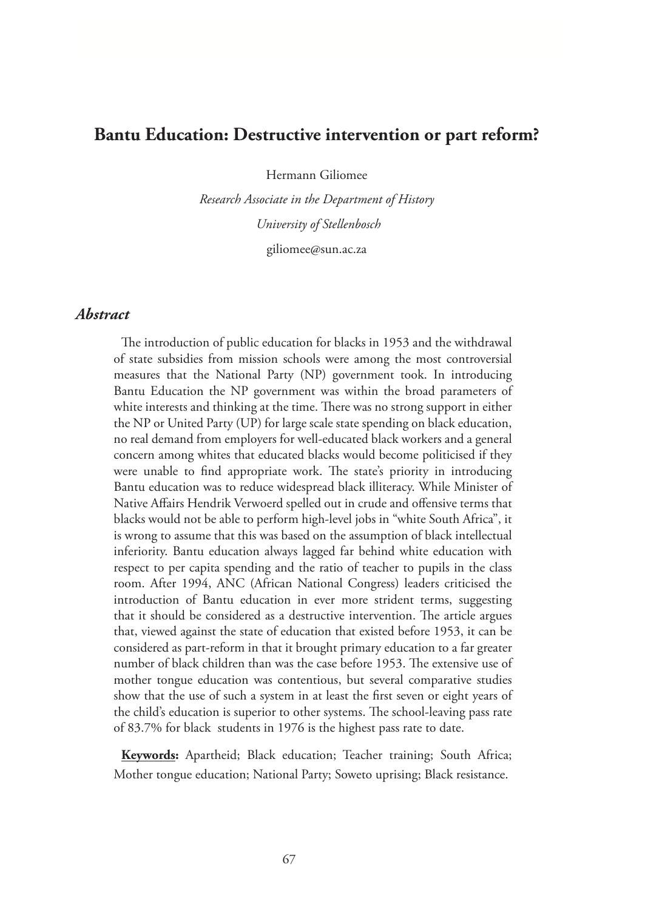# Bantu Education: Destructive intervention or part reform?

Hermann Giliomee

*Research Associate in the Department of History*

*University of Stellenbosch*

giliomee@sun.ac.za

## *Abstract*

The introduction of public education for blacks in 1953 and the withdrawal of state subsidies from mission schools were among the most controversial measures that the National Party (NP) government took. In introducing Bantu Education the NP government was within the broad parameters of white interests and thinking at the time. There was no strong support in either the NP or United Party (UP) for large scale state spending on black education, no real demand from employers for well-educated black workers and a general concern among whites that educated blacks would become politicised if they were unable to find appropriate work. The state's priority in introducing Bantu education was to reduce widespread black illiteracy. While Minister of Native Affairs Hendrik Verwoerd spelled out in crude and offensive terms that blacks would not be able to perform high-level jobs in "white South Africa", it is wrong to assume that this was based on the assumption of black intellectual inferiority. Bantu education always lagged far behind white education with respect to per capita spending and the ratio of teacher to pupils in the class room. After 1994, ANC (African National Congress) leaders criticised the introduction of Bantu education in ever more strident terms, suggesting that it should be considered as a destructive intervention. The article argues that, viewed against the state of education that existed before 1953, it can be considered as part-reform in that it brought primary education to a far greater number of black children than was the case before 1953. The extensive use of mother tongue education was contentious, but several comparative studies show that the use of such a system in at least the first seven or eight years of the child's education is superior to other systems. The school-leaving pass rate of 83.7% for black students in 1976 is the highest pass rate to date.

**Keywords:** Apartheid; Black education; Teacher training; South Africa; Mother tongue education; National Party; Soweto uprising; Black resistance.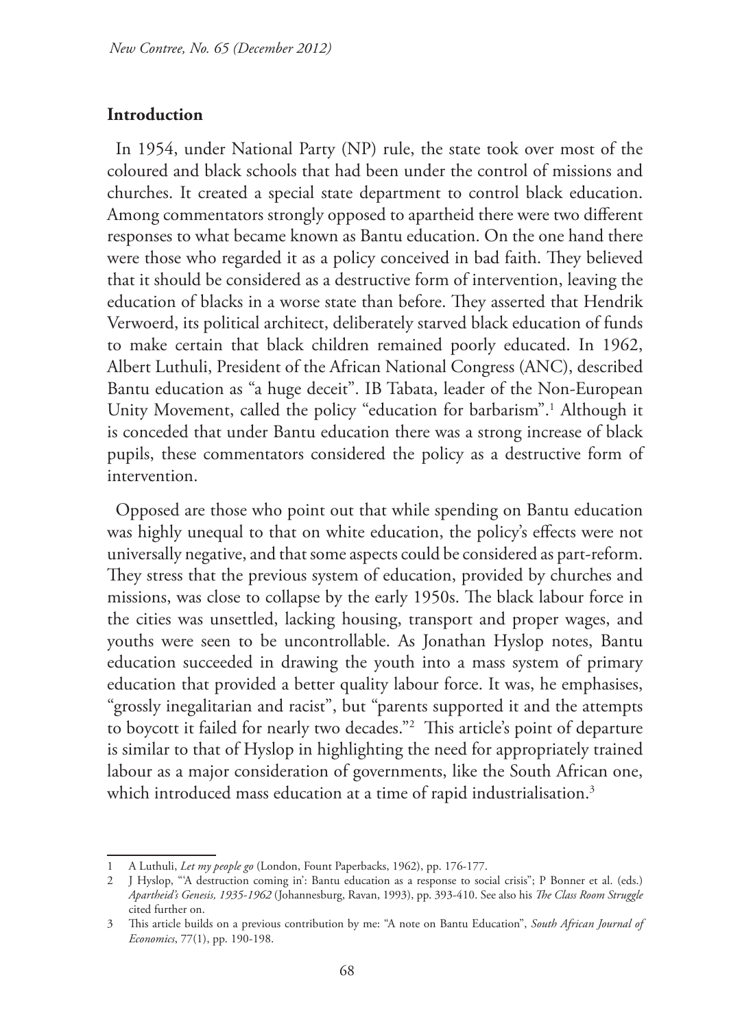## Introduction

In 1954, under National Party (NP) rule, the state took over most of the coloured and black schools that had been under the control of missions and churches. It created a special state department to control black education. Among commentators strongly opposed to apartheid there were two different responses to what became known as Bantu education. On the one hand there were those who regarded it as a policy conceived in bad faith. They believed that it should be considered as a destructive form of intervention, leaving the education of blacks in a worse state than before. They asserted that Hendrik Verwoerd, its political architect, deliberately starved black education of funds to make certain that black children remained poorly educated. In 1962, Albert Luthuli, President of the African National Congress (ANC), described Bantu education as "a huge deceit". IB Tabata, leader of the Non-European Unity Movement, called the policy "education for barbarism".[1] Although it is conceded that under Bantu education there was a strong increase of black pupils, these commentators considered the policy as a destructive form of intervention.

Opposed are those who point out that while spending on Bantu education was highly unequal to that on white education, the policy's effects were not universally negative, and that some aspects could be considered as part-reform. They stress that the previous system of education, provided by churches and missions, was close to collapse by the early 1950s. The black labour force in the cities was unsettled, lacking housing, transport and proper wages, and youths were seen to be uncontrollable. As Jonathan Hyslop notes, Bantu education succeeded in drawing the youth into a mass system of primary education that provided a better quality labour force. It was, he emphasises, "grossly inegalitarian and racist", but "parents supported it and the attempts to boycott it failed for nearly two decades."[2] This article's point of departure is similar to that of Hyslop in highlighting the need for appropriately trained labour as a major consideration of governments, like the South African one, which introduced mass education at a time of rapid industrialisation.[3]

---

1 A Luthuli, *Let my people go* (London, Fount Paperbacks, 1962), pp. 176-177.

2 J Hyslop, "'A destruction coming in': Bantu education as a response to social crisis"; P Bonner et al. (eds.) *Apartheid's Genesis, 1935-1962* (Johannesburg, Ravan, 1993), pp. 393-410. See also his *The Class Room Struggle* cited further on.

3 This article builds on a previous contribution by me: "A note on Bantu Education", *South African Journal of Economics*, 77(1), pp. 190-198.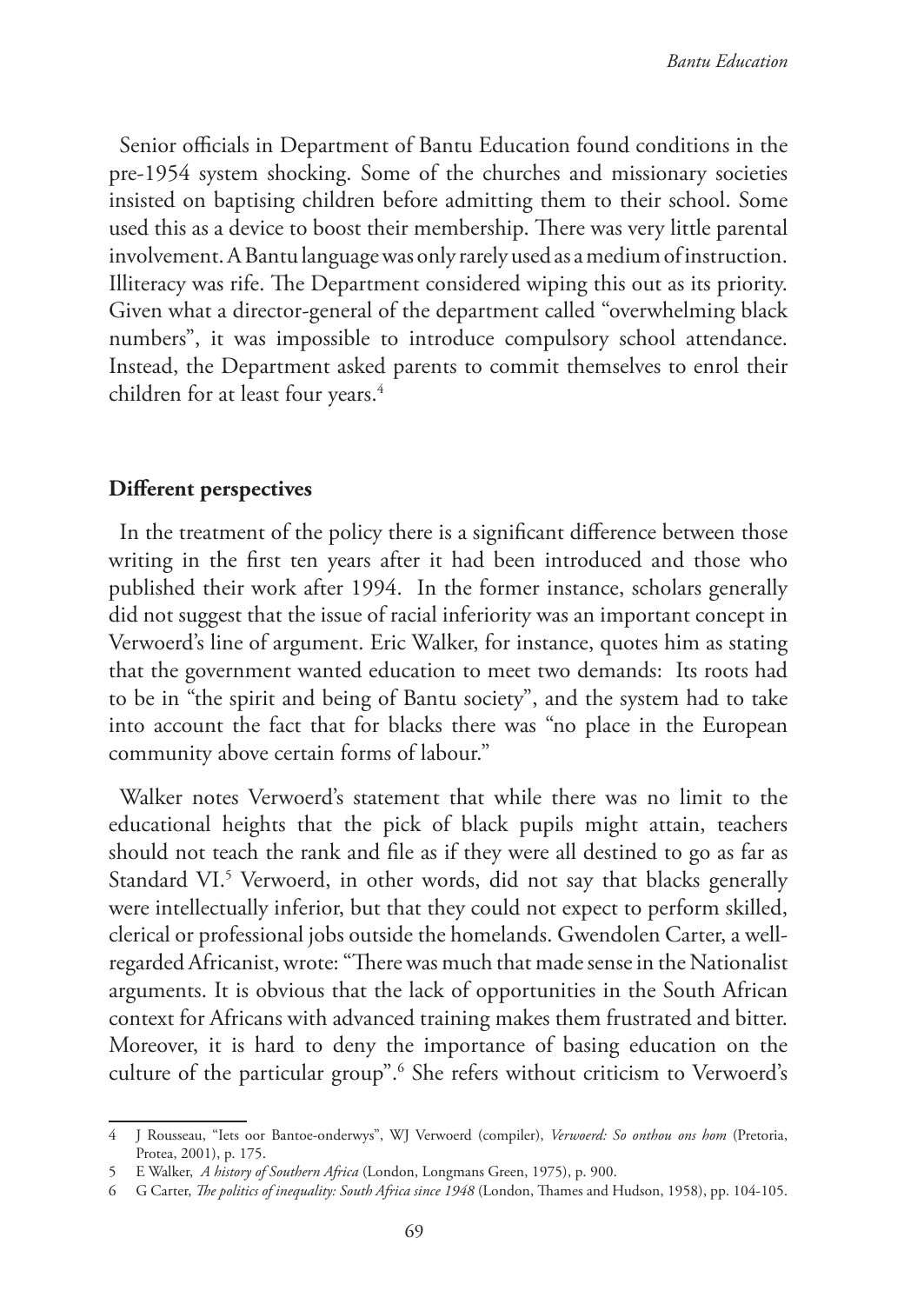Senior officials in Department of Bantu Education found conditions in the pre-1954 system shocking. Some of the churches and missionary societies insisted on baptising children before admitting them to their school. Some used this as a device to boost their membership. There was very little parental involvement. A Bantu language was only rarely used as a medium of instruction. Illiteracy was rife. The Department considered wiping this out as its priority. Given what a director-general of the department called "overwhelming black numbers", it was impossible to introduce compulsory school attendance. Instead, the Department asked parents to commit themselves to enrol their children for at least four years.[4]

## Different perspectives

In the treatment of the policy there is a significant difference between those writing in the first ten years after it had been introduced and those who published their work after 1994. In the former instance, scholars generally did not suggest that the issue of racial inferiority was an important concept in Verwoerd's line of argument. Eric Walker, for instance, quotes him as stating that the government wanted education to meet two demands: Its roots had to be in "the spirit and being of Bantu society", and the system had to take into account the fact that for blacks there was "no place in the European community above certain forms of labour."

Walker notes Verwoerd's statement that while there was no limit to the educational heights that the pick of black pupils might attain, teachers should not teach the rank and file as if they were all destined to go as far as Standard VI.[5] Verwoerd, in other words, did not say that blacks generally were intellectually inferior, but that they could not expect to perform skilled, clerical or professional jobs outside the homelands. Gwendolen Carter, a well-regarded Africanist, wrote: "There was much that made sense in the Nationalist arguments. It is obvious that the lack of opportunities in the South African context for Africans with advanced training makes them frustrated and bitter. Moreover, it is hard to deny the importance of basing education on the culture of the particular group".[6] She refers without criticism to Verwoerd's

---

4 J Rousseau, "Iets oor Bantoe-onderwys", WJ Verwoerd (compiler), *Verwoerd: So onthou ons hom* (Pretoria, Protea, 2001), p. 175.

5 E Walker, *A history of Southern Africa* (London, Longmans Green, 1975), p. 900.

6 G Carter, *The politics of inequality: South Africa since 1948* (London, Thames and Hudson, 1958), pp. 104-105.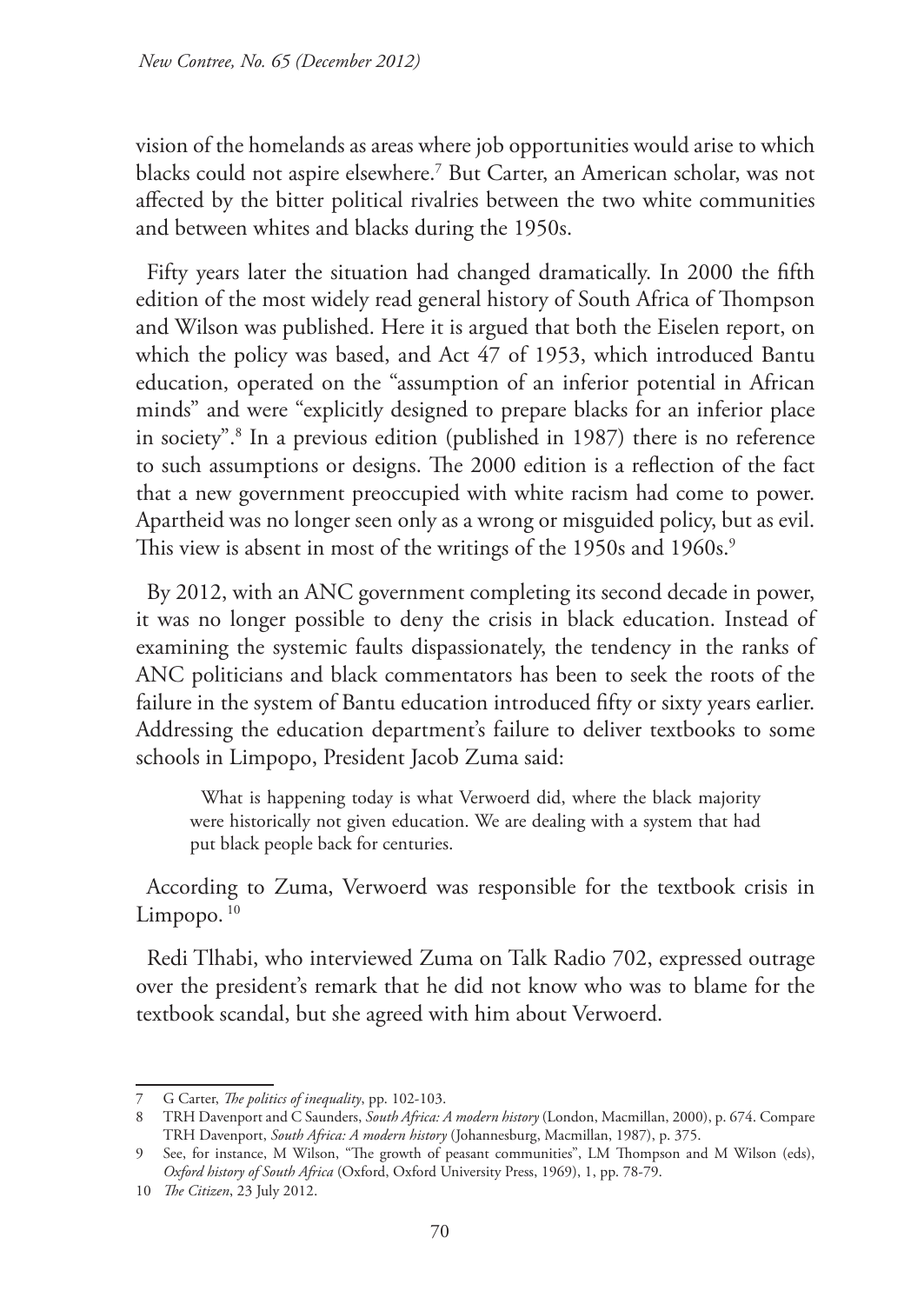vision of the homelands as areas where job opportunities would arise to which blacks could not aspire elsewhere.[7] But Carter, an American scholar, was not affected by the bitter political rivalries between the two white communities and between whites and blacks during the 1950s.

Fifty years later the situation had changed dramatically. In 2000 the fifth edition of the most widely read general history of South Africa of Thompson and Wilson was published. Here it is argued that both the Eiselen report, on which the policy was based, and Act 47 of 1953, which introduced Bantu education, operated on the "assumption of an inferior potential in African minds" and were "explicitly designed to prepare blacks for an inferior place in society".[8] In a previous edition (published in 1987) there is no reference to such assumptions or designs. The 2000 edition is a reflection of the fact that a new government preoccupied with white racism had come to power. Apartheid was no longer seen only as a wrong or misguided policy, but as evil. This view is absent in most of the writings of the 1950s and 1960s.[9]

By 2012, with an ANC government completing its second decade in power, it was no longer possible to deny the crisis in black education. Instead of examining the systemic faults dispassionately, the tendency in the ranks of ANC politicians and black commentators has been to seek the roots of the failure in the system of Bantu education introduced fifty or sixty years earlier. Addressing the education department's failure to deliver textbooks to some schools in Limpopo, President Jacob Zuma said:

> What is happening today is what Verwoerd did, where the black majority were historically not given education. We are dealing with a system that had put black people back for centuries.

According to Zuma, Verwoerd was responsible for the textbook crisis in Limpopo.[10]

Redi Tlhabi, who interviewed Zuma on Talk Radio 702, expressed outrage over the president's remark that he did not know who was to blame for the textbook scandal, but she agreed with him about Verwoerd.

---

7 G Carter, *The politics of inequality*, pp. 102-103.

8 TRH Davenport and C Saunders, *South Africa: A modern history* (London, Macmillan, 2000), p. 674. Compare TRH Davenport, *South Africa: A modern history* (Johannesburg, Macmillan, 1987), p. 375.

9 See, for instance, M Wilson, "The growth of peasant communities", LM Thompson and M Wilson (eds), *Oxford history of South Africa* (Oxford, Oxford University Press, 1969), 1, pp. 78-79.

10 *The Citizen*, 23 July 2012.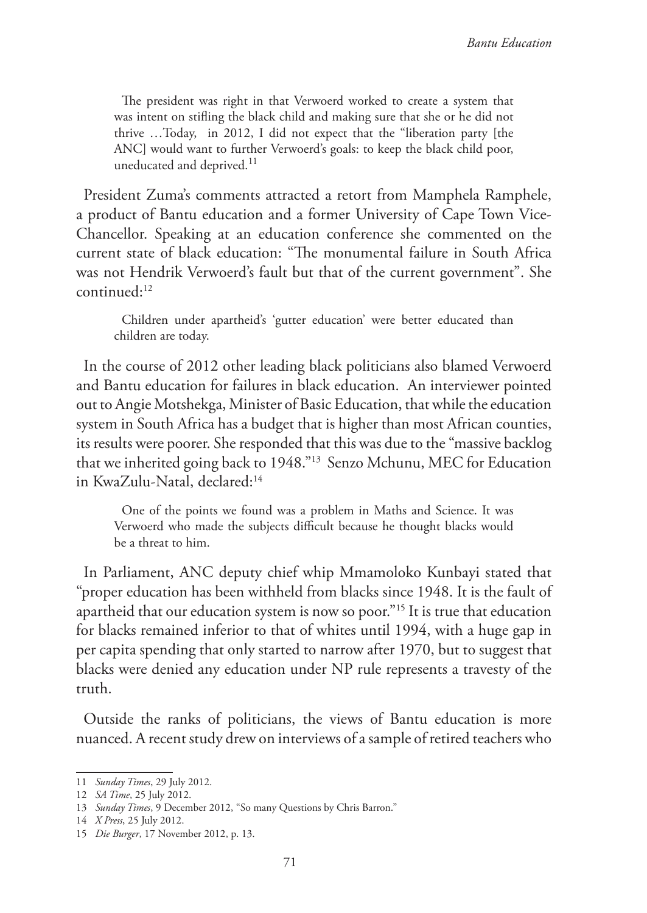> The president was right in that Verwoerd worked to create a system that was intent on stifling the black child and making sure that she or he did not thrive …Today, in 2012, I did not expect that the "liberation party [the ANC] would want to further Verwoerd's goals: to keep the black child poor, uneducated and deprived.[11]

President Zuma's comments attracted a retort from Mamphela Ramphele, a product of Bantu education and a former University of Cape Town Vice-Chancellor. Speaking at an education conference she commented on the current state of black education: "The monumental failure in South Africa was not Hendrik Verwoerd's fault but that of the current government". She continued:[12]

> Children under apartheid's 'gutter education' were better educated than children are today.

In the course of 2012 other leading black politicians also blamed Verwoerd and Bantu education for failures in black education. An interviewer pointed out to Angie Motshekga, Minister of Basic Education, that while the education system in South Africa has a budget that is higher than most African counties, its results were poorer. She responded that this was due to the "massive backlog that we inherited going back to 1948."[13] Senzo Mchunu, MEC for Education in KwaZulu-Natal, declared:[14]

> One of the points we found was a problem in Maths and Science. It was Verwoerd who made the subjects difficult because he thought blacks would be a threat to him.

In Parliament, ANC deputy chief whip Mmamoloko Kunbayi stated that "proper education has been withheld from blacks since 1948. It is the fault of apartheid that our education system is now so poor."[15] It is true that education for blacks remained inferior to that of whites until 1994, with a huge gap in per capita spending that only started to narrow after 1970, but to suggest that blacks were denied any education under NP rule represents a travesty of the truth.

Outside the ranks of politicians, the views of Bantu education is more nuanced. A recent study drew on interviews of a sample of retired teachers who

---

11 *Sunday Times*, 29 July 2012.

12 *SA Time*, 25 July 2012.

13 *Sunday Times*, 9 December 2012, "So many Questions by Chris Barron."

14 *X Press*, 25 July 2012.

15 *Die Burger*, 17 November 2012, p. 13.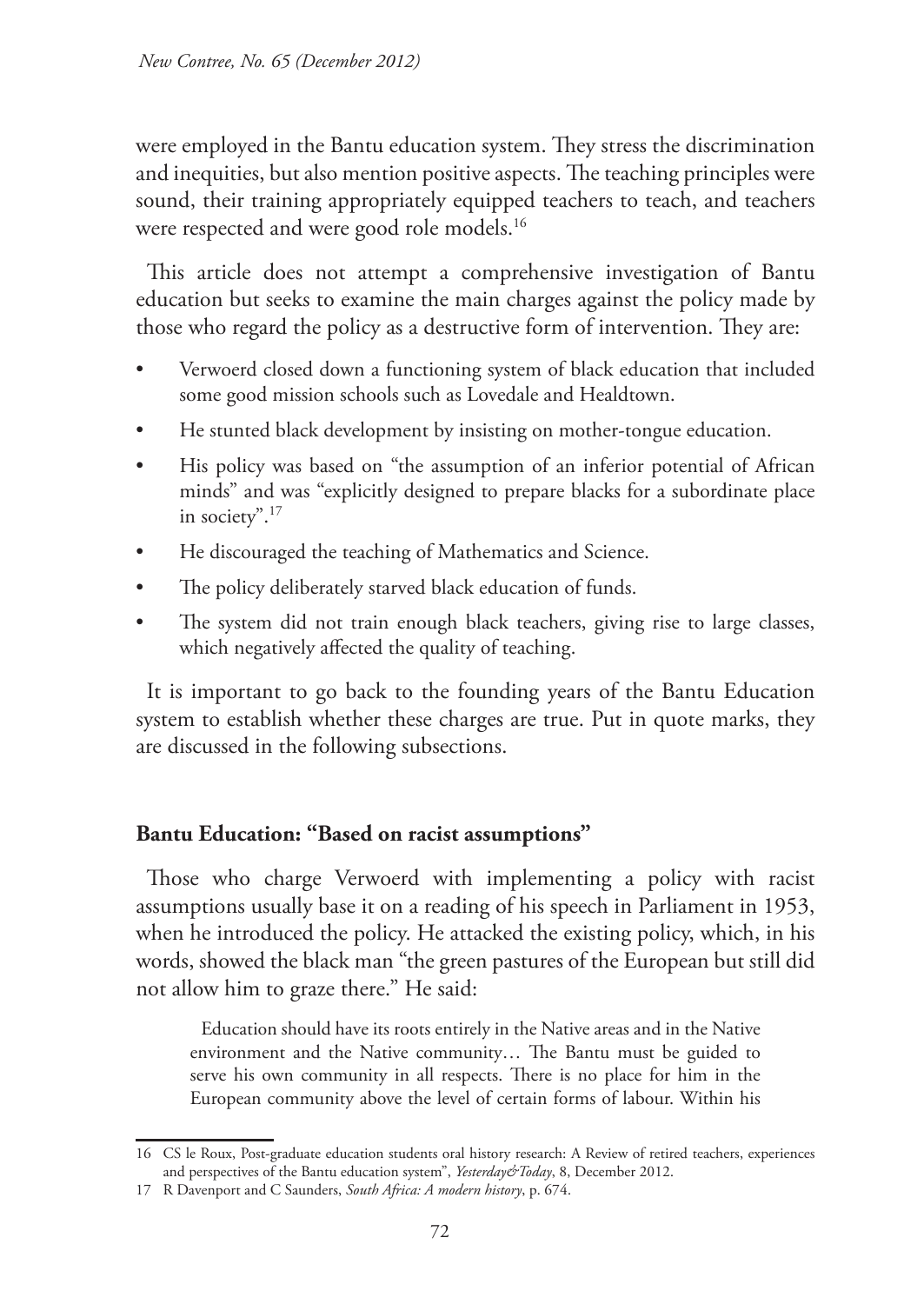were employed in the Bantu education system. They stress the discrimination and inequities, but also mention positive aspects. The teaching principles were sound, their training appropriately equipped teachers to teach, and teachers were respected and were good role models.[16]

This article does not attempt a comprehensive investigation of Bantu education but seeks to examine the main charges against the policy made by those who regard the policy as a destructive form of intervention. They are:

- Verwoerd closed down a functioning system of black education that included some good mission schools such as Lovedale and Healdtown.
- He stunted black development by insisting on mother-tongue education.
- His policy was based on "the assumption of an inferior potential of African minds" and was "explicitly designed to prepare blacks for a subordinate place in society".[17]
- He discouraged the teaching of Mathematics and Science.
- The policy deliberately starved black education of funds.
- The system did not train enough black teachers, giving rise to large classes, which negatively affected the quality of teaching.

It is important to go back to the founding years of the Bantu Education system to establish whether these charges are true. Put in quote marks, they are discussed in the following subsections.

## Bantu Education: "Based on racist assumptions"

Those who charge Verwoerd with implementing a policy with racist assumptions usually base it on a reading of his speech in Parliament in 1953, when he introduced the policy. He attacked the existing policy, which, in his words, showed the black man "the green pastures of the European but still did not allow him to graze there." He said:

> Education should have its roots entirely in the Native areas and in the Native environment and the Native community… The Bantu must be guided to serve his own community in all respects. There is no place for him in the European community above the level of certain forms of labour. Within his

---

16 CS le Roux, Post-graduate education students oral history research: A Review of retired teachers, experiences and perspectives of the Bantu education system", *Yesterday&Today*, 8, December 2012.

17 R Davenport and C Saunders, *South Africa: A modern history*, p. 674.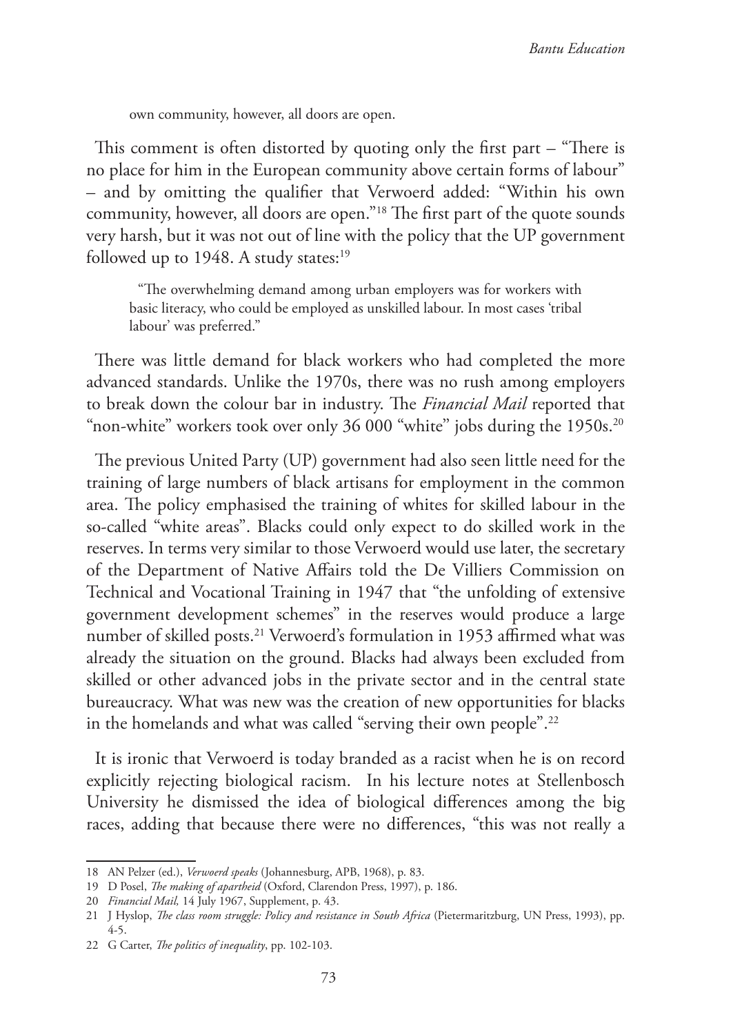own community, however, all doors are open.

This comment is often distorted by quoting only the first part – "There is no place for him in the European community above certain forms of labour" – and by omitting the qualifier that Verwoerd added: "Within his own community, however, all doors are open."[18] The first part of the quote sounds very harsh, but it was not out of line with the policy that the UP government followed up to 1948. A study states:[19]

> "The overwhelming demand among urban employers was for workers with basic literacy, who could be employed as unskilled labour. In most cases 'tribal labour' was preferred."

There was little demand for black workers who had completed the more advanced standards. Unlike the 1970s, there was no rush among employers to break down the colour bar in industry. The *Financial Mail* reported that "non-white" workers took over only 36 000 "white" jobs during the 1950s.[20]

The previous United Party (UP) government had also seen little need for the training of large numbers of black artisans for employment in the common area. The policy emphasised the training of whites for skilled labour in the so-called "white areas". Blacks could only expect to do skilled work in the reserves. In terms very similar to those Verwoerd would use later, the secretary of the Department of Native Affairs told the De Villiers Commission on Technical and Vocational Training in 1947 that "the unfolding of extensive government development schemes" in the reserves would produce a large number of skilled posts.[21] Verwoerd's formulation in 1953 affirmed what was already the situation on the ground. Blacks had always been excluded from skilled or other advanced jobs in the private sector and in the central state bureaucracy. What was new was the creation of new opportunities for blacks in the homelands and what was called "serving their own people".[22]

It is ironic that Verwoerd is today branded as a racist when he is on record explicitly rejecting biological racism. In his lecture notes at Stellenbosch University he dismissed the idea of biological differences among the big races, adding that because there were no differences, "this was not really a

---

18 AN Pelzer (ed.), *Verwoerd speaks* (Johannesburg, APB, 1968), p. 83.

19 D Posel, *The making of apartheid* (Oxford, Clarendon Press, 1997), p. 186.

20 *Financial Mail,* 14 July 1967, Supplement, p. 43.

21 J Hyslop, *The class room struggle: Policy and resistance in South Africa* (Pietermaritzburg, UN Press, 1993), pp. 4-5.

22 G Carter, *The politics of inequality*, pp. 102-103.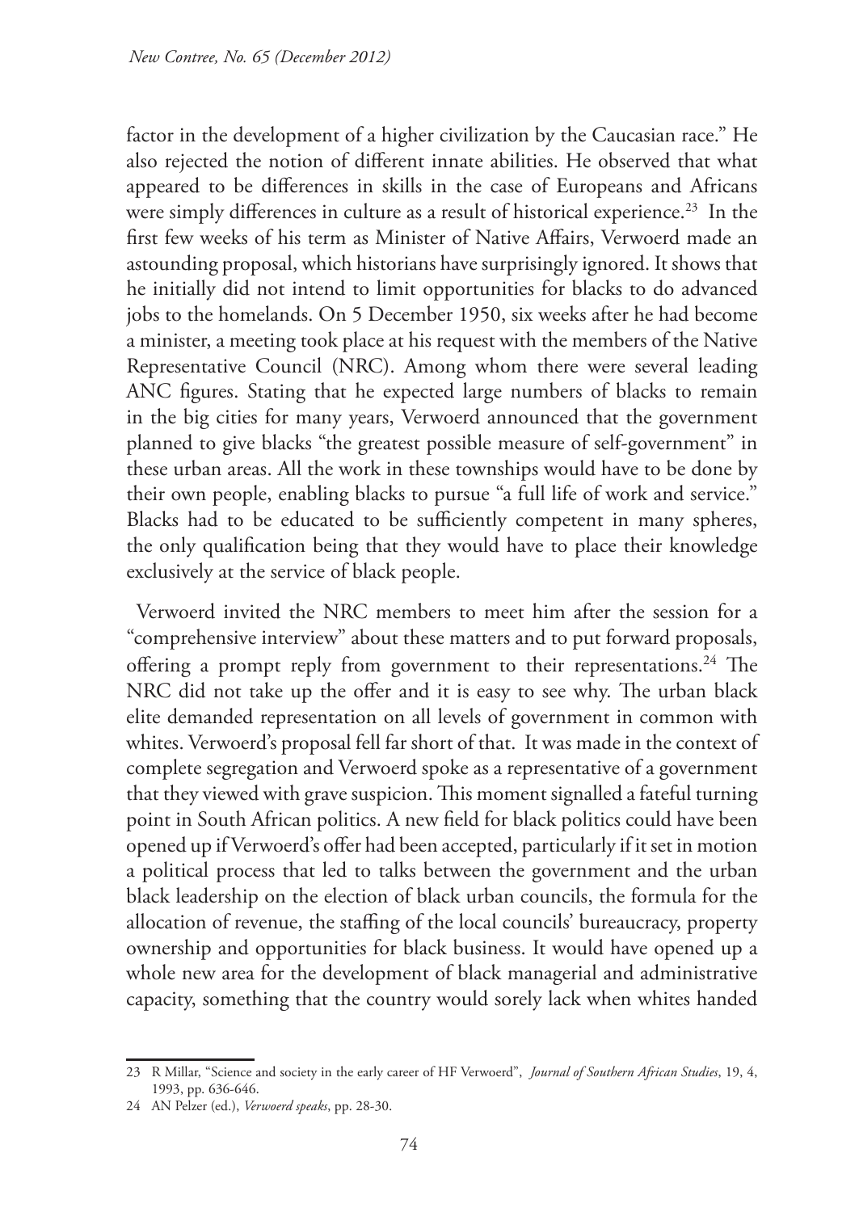factor in the development of a higher civilization by the Caucasian race." He also rejected the notion of different innate abilities. He observed that what appeared to be differences in skills in the case of Europeans and Africans were simply differences in culture as a result of historical experience.[23] In the first few weeks of his term as Minister of Native Affairs, Verwoerd made an astounding proposal, which historians have surprisingly ignored. It shows that he initially did not intend to limit opportunities for blacks to do advanced jobs to the homelands. On 5 December 1950, six weeks after he had become a minister, a meeting took place at his request with the members of the Native Representative Council (NRC). Among whom there were several leading ANC figures. Stating that he expected large numbers of blacks to remain in the big cities for many years, Verwoerd announced that the government planned to give blacks "the greatest possible measure of self-government" in these urban areas. All the work in these townships would have to be done by their own people, enabling blacks to pursue "a full life of work and service." Blacks had to be educated to be sufficiently competent in many spheres, the only qualification being that they would have to place their knowledge exclusively at the service of black people.

Verwoerd invited the NRC members to meet him after the session for a "comprehensive interview" about these matters and to put forward proposals, offering a prompt reply from government to their representations.[24] The NRC did not take up the offer and it is easy to see why. The urban black elite demanded representation on all levels of government in common with whites. Verwoerd's proposal fell far short of that. It was made in the context of complete segregation and Verwoerd spoke as a representative of a government that they viewed with grave suspicion. This moment signalled a fateful turning point in South African politics. A new field for black politics could have been opened up if Verwoerd's offer had been accepted, particularly if it set in motion a political process that led to talks between the government and the urban black leadership on the election of black urban councils, the formula for the allocation of revenue, the staffing of the local councils' bureaucracy, property ownership and opportunities for black business. It would have opened up a whole new area for the development of black managerial and administrative capacity, something that the country would sorely lack when whites handed

---

23 R Millar, "Science and society in the early career of HF Verwoerd", *Journal of Southern African Studies*, 19, 4, 1993, pp. 636-646.

24 AN Pelzer (ed.), *Verwoerd speaks*, pp. 28-30.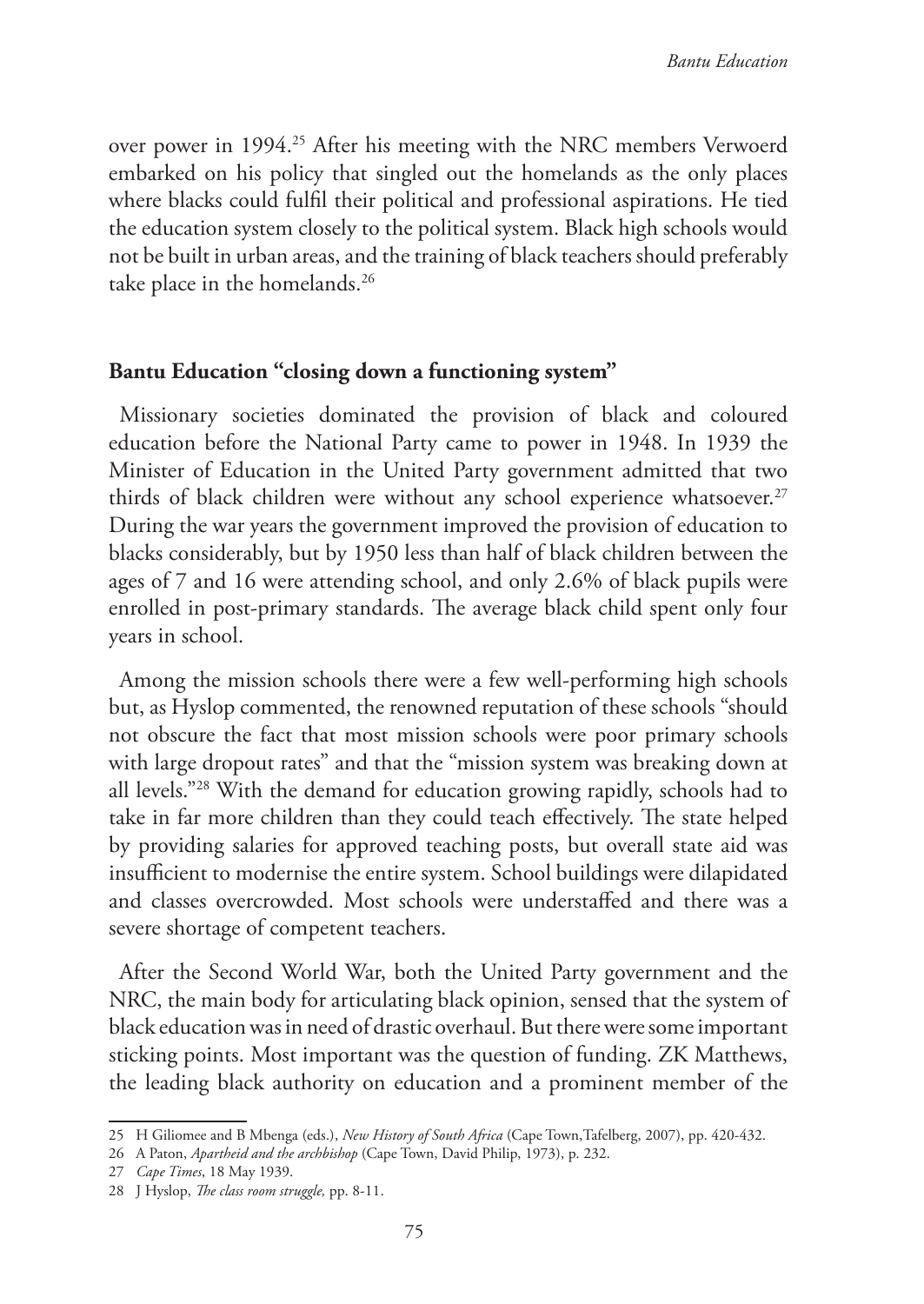over power in 1994.[25] After his meeting with the NRC members Verwoerd embarked on his policy that singled out the homelands as the only places where blacks could fulfil their political and professional aspirations. He tied the education system closely to the political system. Black high schools would not be built in urban areas, and the training of black teachers should preferably take place in the homelands.[26]

## Bantu Education "closing down a functioning system"

Missionary societies dominated the provision of black and coloured education before the National Party came to power in 1948. In 1939 the Minister of Education in the United Party government admitted that two thirds of black children were without any school experience whatsoever.[27] During the war years the government improved the provision of education to blacks considerably, but by 1950 less than half of black children between the ages of 7 and 16 were attending school, and only 2.6% of black pupils were enrolled in post-primary standards. The average black child spent only four years in school.

Among the mission schools there were a few well-performing high schools but, as Hyslop commented, the renowned reputation of these schools "should not obscure the fact that most mission schools were poor primary schools with large dropout rates" and that the "mission system was breaking down at all levels."[28] With the demand for education growing rapidly, schools had to take in far more children than they could teach effectively. The state helped by providing salaries for approved teaching posts, but overall state aid was insufficient to modernise the entire system. School buildings were dilapidated and classes overcrowded. Most schools were understaffed and there was a severe shortage of competent teachers.

After the Second World War, both the United Party government and the NRC, the main body for articulating black opinion, sensed that the system of black education was in need of drastic overhaul. But there were some important sticking points. Most important was the question of funding. ZK Matthews, the leading black authority on education and a prominent member of the

---

25 H Giliomee and B Mbenga (eds.), *New History of South Africa* (Cape Town,Tafelberg, 2007), pp. 420-432.

26 A Paton, *Apartheid and the archbishop* (Cape Town, David Philip, 1973), p. 232.

27 *Cape Times*, 18 May 1939.

28 J Hyslop, *The class room struggle,* pp. 8-11.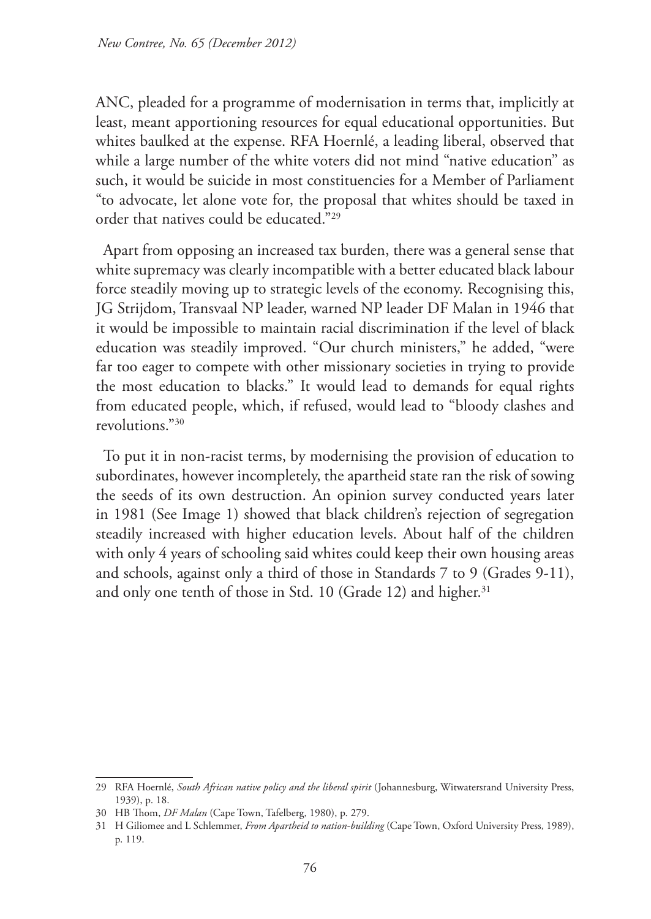ANC, pleaded for a programme of modernisation in terms that, implicitly at least, meant apportioning resources for equal educational opportunities. But whites baulked at the expense. RFA Hoernlé, a leading liberal, observed that while a large number of the white voters did not mind "native education" as such, it would be suicide in most constituencies for a Member of Parliament "to advocate, let alone vote for, the proposal that whites should be taxed in order that natives could be educated."[29]

Apart from opposing an increased tax burden, there was a general sense that white supremacy was clearly incompatible with a better educated black labour force steadily moving up to strategic levels of the economy. Recognising this, JG Strijdom, Transvaal NP leader, warned NP leader DF Malan in 1946 that it would be impossible to maintain racial discrimination if the level of black education was steadily improved. "Our church ministers," he added, "were far too eager to compete with other missionary societies in trying to provide the most education to blacks." It would lead to demands for equal rights from educated people, which, if refused, would lead to "bloody clashes and revolutions."[30]

To put it in non-racist terms, by modernising the provision of education to subordinates, however incompletely, the apartheid state ran the risk of sowing the seeds of its own destruction. An opinion survey conducted years later in 1981 (See Image 1) showed that black children's rejection of segregation steadily increased with higher education levels. About half of the children with only 4 years of schooling said whites could keep their own housing areas and schools, against only a third of those in Standards 7 to 9 (Grades 9-11), and only one tenth of those in Std. 10 (Grade 12) and higher.[31]

---

29 RFA Hoernlé, *South African native policy and the liberal spirit* (Johannesburg, Witwatersrand University Press, 1939), p. 18.

30 HB Thom, *DF Malan* (Cape Town, Tafelberg, 1980), p. 279.

31 H Giliomee and L Schlemmer, *From Apartheid to nation-building* (Cape Town, Oxford University Press, 1989), p. 119.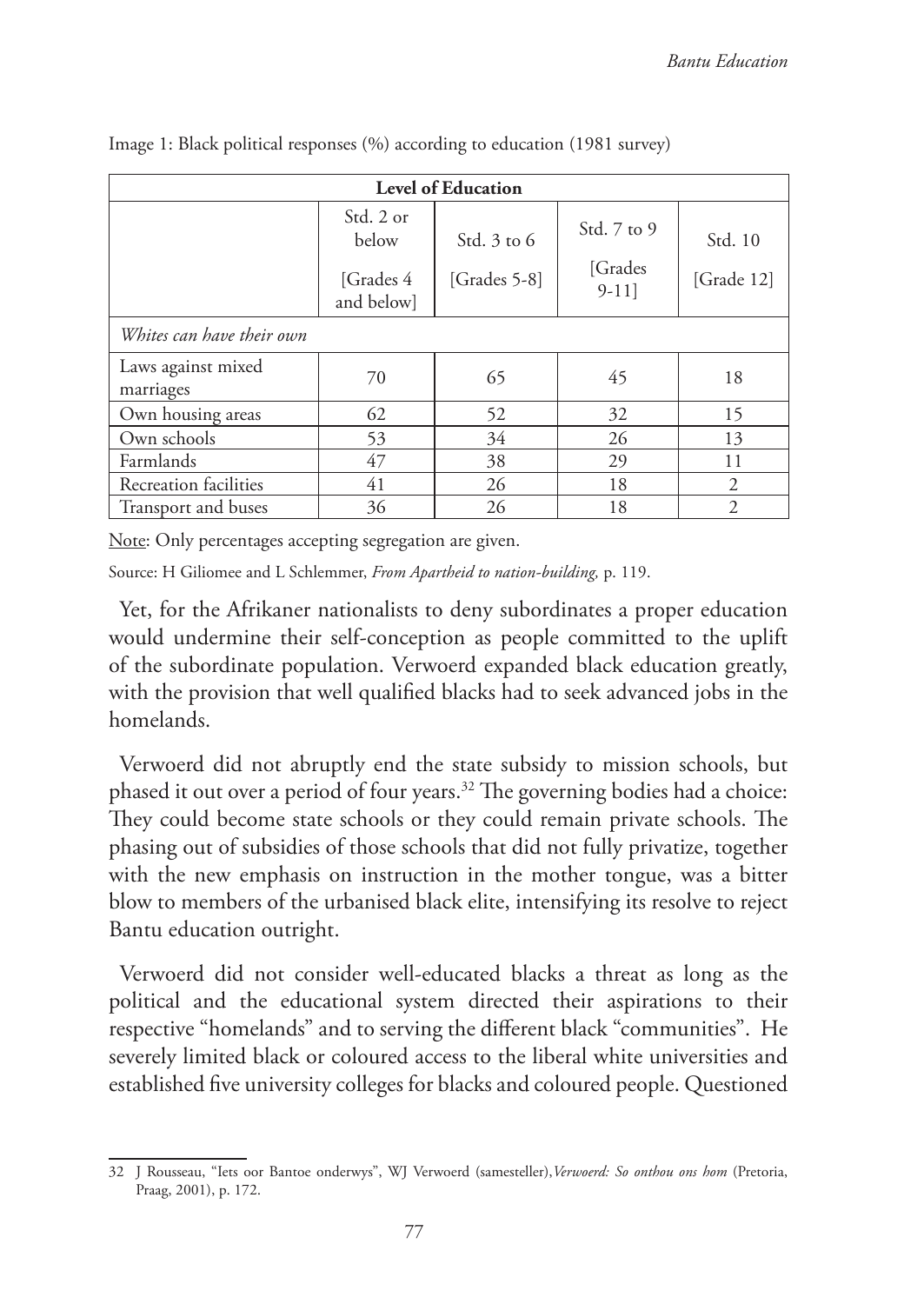Image 1: Black political responses (%) according to education (1981 survey)

| Level of Education | | | | |
|---|---|---|---|---|
| | Std. 2 or below [Grades 4 and below] | Std. 3 to 6 [Grades 5-8] | Std. 7 to 9 [Grades 9-11] | Std. 10 [Grade 12] |
| *Whites can have their own* | | | | |
| Laws against mixed marriages | 70 | 65 | 45 | 18 |
| Own housing areas | 62 | 52 | 32 | 15 |
| Own schools | 53 | 34 | 26 | 13 |
| Farmlands | 47 | 38 | 29 | 11 |
| Recreation facilities | 41 | 26 | 18 | 2 |
| Transport and buses | 36 | 26 | 18 | 2 |

Note: Only percentages accepting segregation are given.

Source: H Giliomee and L Schlemmer, *From Apartheid to nation-building,* p. 119.

Yet, for the Afrikaner nationalists to deny subordinates a proper education would undermine their self-conception as people committed to the uplift of the subordinate population. Verwoerd expanded black education greatly, with the provision that well qualified blacks had to seek advanced jobs in the homelands.

Verwoerd did not abruptly end the state subsidy to mission schools, but phased it out over a period of four years.[32] The governing bodies had a choice: They could become state schools or they could remain private schools. The phasing out of subsidies of those schools that did not fully privatize, together with the new emphasis on instruction in the mother tongue, was a bitter blow to members of the urbanised black elite, intensifying its resolve to reject Bantu education outright.

Verwoerd did not consider well-educated blacks a threat as long as the political and the educational system directed their aspirations to their respective "homelands" and to serving the different black "communities". He severely limited black or coloured access to the liberal white universities and established five university colleges for blacks and coloured people. Questioned

32 J Rousseau, "Iets oor Bantoe onderwys", WJ Verwoerd (samesteller), *Verwoerd: So onthou ons hom* (Pretoria, Praag, 2001), p. 172.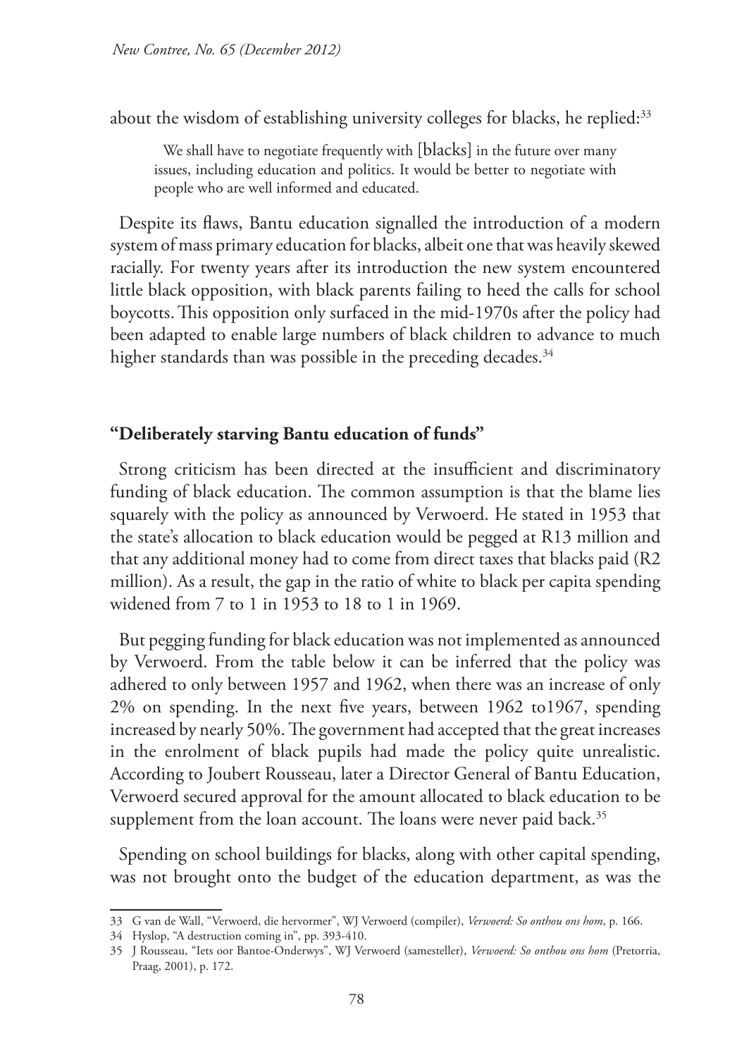about the wisdom of establishing university colleges for blacks, he replied:[33]

> We shall have to negotiate frequently with [blacks] in the future over many issues, including education and politics. It would be better to negotiate with people who are well informed and educated.

Despite its flaws, Bantu education signalled the introduction of a modern system of mass primary education for blacks, albeit one that was heavily skewed racially. For twenty years after its introduction the new system encountered little black opposition, with black parents failing to heed the calls for school boycotts. This opposition only surfaced in the mid-1970s after the policy had been adapted to enable large numbers of black children to advance to much higher standards than was possible in the preceding decades.[34]

## "Deliberately starving Bantu education of funds"

Strong criticism has been directed at the insufficient and discriminatory funding of black education. The common assumption is that the blame lies squarely with the policy as announced by Verwoerd. He stated in 1953 that the state's allocation to black education would be pegged at R13 million and that any additional money had to come from direct taxes that blacks paid (R2 million). As a result, the gap in the ratio of white to black per capita spending widened from 7 to 1 in 1953 to 18 to 1 in 1969.

But pegging funding for black education was not implemented as announced by Verwoerd. From the table below it can be inferred that the policy was adhered to only between 1957 and 1962, when there was an increase of only 2% on spending. In the next five years, between 1962 to1967, spending increased by nearly 50%. The government had accepted that the great increases in the enrolment of black pupils had made the policy quite unrealistic. According to Joubert Rousseau, later a Director General of Bantu Education, Verwoerd secured approval for the amount allocated to black education to be supplement from the loan account. The loans were never paid back.[35]

Spending on school buildings for blacks, along with other capital spending, was not brought onto the budget of the education department, as was the

---

33 G van de Wall, "Verwoerd, die hervormer", WJ Verwoerd (compiler), *Verwoerd: So onthou ons hom*, p. 166.

34 Hyslop, "A destruction coming in", pp. 393-410.

35 J Rousseau, "Iets oor Bantoe-Onderwys", WJ Verwoerd (samesteller), *Verwoerd: So onthou ons hom* (Pretorria, Praag, 2001), p. 172.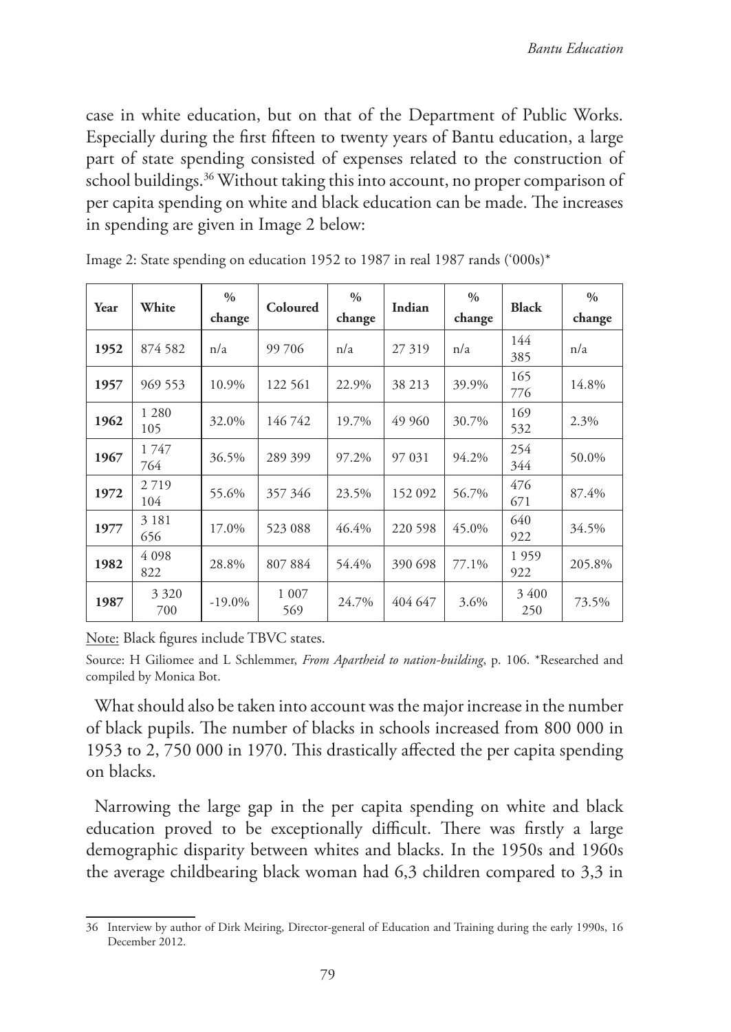case in white education, but on that of the Department of Public Works. Especially during the first fifteen to twenty years of Bantu education, a large part of state spending consisted of expenses related to the construction of school buildings.[36] Without taking this into account, no proper comparison of per capita spending on white and black education can be made. The increases in spending are given in Image 2 below:

Image 2: State spending on education 1952 to 1987 in real 1987 rands ('000s)*

| Year | White | % change | Coloured | % change | Indian | % change | Black | % change |
|---|---|---|---|---|---|---|---|---|
| **1952** | 874 582 | n/a | 99 706 | n/a | 27 319 | n/a | 144 385 | n/a |
| **1957** | 969 553 | 10.9% | 122 561 | 22.9% | 38 213 | 39.9% | 165 776 | 14.8% |
| **1962** | 1 280 105 | 32.0% | 146 742 | 19.7% | 49 960 | 30.7% | 169 532 | 2.3% |
| **1967** | 1 747 764 | 36.5% | 289 399 | 97.2% | 97 031 | 94.2% | 254 344 | 50.0% |
| **1972** | 2 719 104 | 55.6% | 357 346 | 23.5% | 152 092 | 56.7% | 476 671 | 87.4% |
| **1977** | 3 181 656 | 17.0% | 523 088 | 46.4% | 220 598 | 45.0% | 640 922 | 34.5% |
| **1982** | 4 098 822 | 28.8% | 807 884 | 54.4% | 390 698 | 77.1% | 1 959 922 | 205.8% |
| **1987** | 3 320 700 | -19.0% | 1 007 569 | 24.7% | 404 647 | 3.6% | 3 400 250 | 73.5% |

Note: Black figures include TBVC states.

Source: H Giliomee and L Schlemmer, *From Apartheid to nation-building*, p. 106. *Researched and compiled by Monica Bot.

What should also be taken into account was the major increase in the number of black pupils. The number of blacks in schools increased from 800 000 in 1953 to 2, 750 000 in 1970. This drastically affected the per capita spending on blacks.

Narrowing the large gap in the per capita spending on white and black education proved to be exceptionally difficult. There was firstly a large demographic disparity between whites and blacks. In the 1950s and 1960s the average childbearing black woman had 6,3 children compared to 3,3 in

36 Interview by author of Dirk Meiring, Director-general of Education and Training during the early 1990s, 16 December 2012.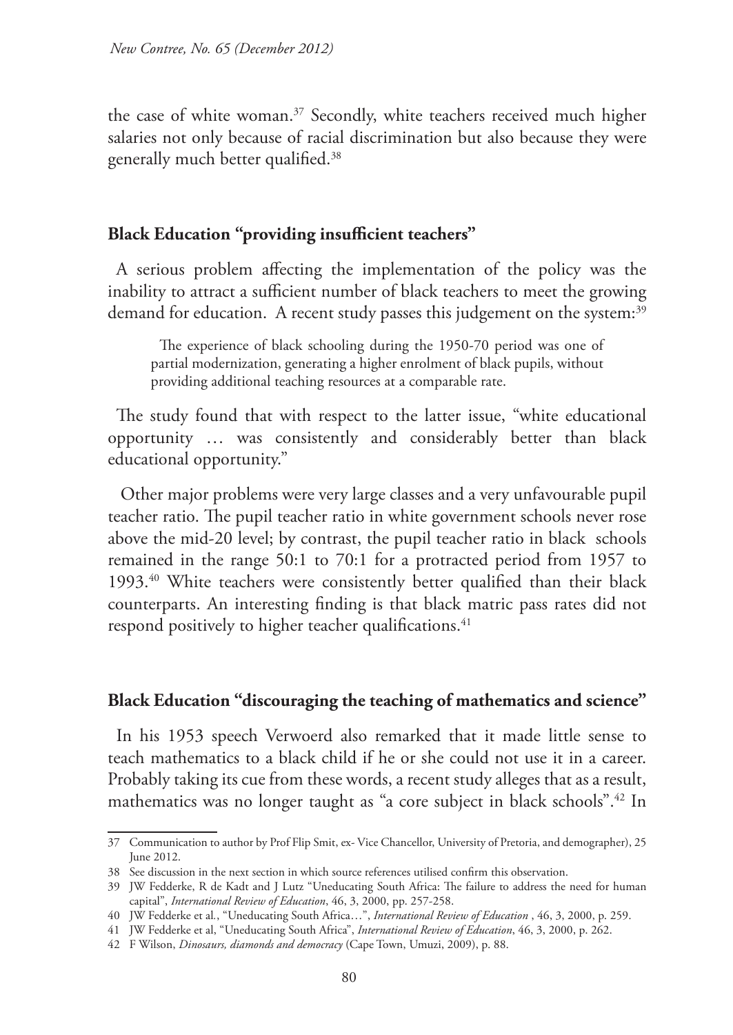the case of white woman.[37] Secondly, white teachers received much higher salaries not only because of racial discrimination but also because they were generally much better qualified.[38]

## Black Education "providing insufficient teachers"

A serious problem affecting the implementation of the policy was the inability to attract a sufficient number of black teachers to meet the growing demand for education. A recent study passes this judgement on the system:[39]

> The experience of black schooling during the 1950-70 period was one of partial modernization, generating a higher enrolment of black pupils, without providing additional teaching resources at a comparable rate.

The study found that with respect to the latter issue, "white educational opportunity … was consistently and considerably better than black educational opportunity."

Other major problems were very large classes and a very unfavourable pupil teacher ratio. The pupil teacher ratio in white government schools never rose above the mid-20 level; by contrast, the pupil teacher ratio in black schools remained in the range 50:1 to 70:1 for a protracted period from 1957 to 1993.[40] White teachers were consistently better qualified than their black counterparts. An interesting finding is that black matric pass rates did not respond positively to higher teacher qualifications.[41]

## Black Education "discouraging the teaching of mathematics and science"

In his 1953 speech Verwoerd also remarked that it made little sense to teach mathematics to a black child if he or she could not use it in a career. Probably taking its cue from these words, a recent study alleges that as a result, mathematics was no longer taught as "a core subject in black schools".[42] In

---

37 Communication to author by Prof Flip Smit, ex- Vice Chancellor, University of Pretoria, and demographer), 25 June 2012.

38 See discussion in the next section in which source references utilised confirm this observation.

39 JW Fedderke, R de Kadt and J Lutz "Uneducating South Africa: The failure to address the need for human capital", *International Review of Education*, 46, 3, 2000, pp. 257-258.

40 JW Fedderke et al., "Uneducating South Africa…", *International Review of Education* , 46, 3, 2000, p. 259.

41 JW Fedderke et al, "Uneducating South Africa", *International Review of Education*, 46, 3, 2000, p. 262.

42 F Wilson, *Dinosaurs, diamonds and democracy* (Cape Town, Umuzi, 2009), p. 88.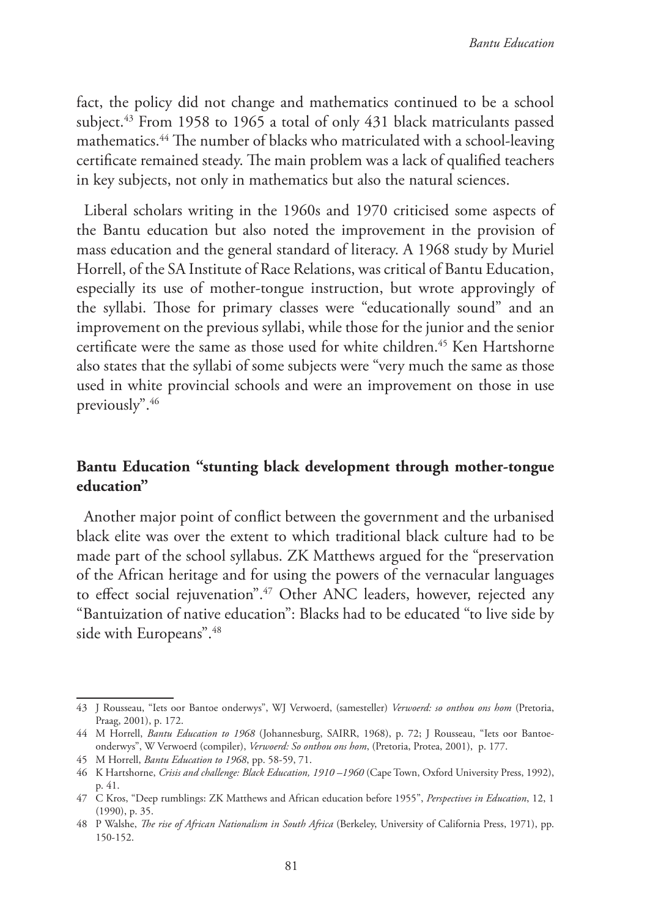fact, the policy did not change and mathematics continued to be a school subject.[43] From 1958 to 1965 a total of only 431 black matriculants passed mathematics.[44] The number of blacks who matriculated with a school-leaving certificate remained steady. The main problem was a lack of qualified teachers in key subjects, not only in mathematics but also the natural sciences.

Liberal scholars writing in the 1960s and 1970 criticised some aspects of the Bantu education but also noted the improvement in the provision of mass education and the general standard of literacy. A 1968 study by Muriel Horrell, of the SA Institute of Race Relations, was critical of Bantu Education, especially its use of mother-tongue instruction, but wrote approvingly of the syllabi. Those for primary classes were "educationally sound" and an improvement on the previous syllabi, while those for the junior and the senior certificate were the same as those used for white children.[45] Ken Hartshorne also states that the syllabi of some subjects were "very much the same as those used in white provincial schools and were an improvement on those in use previously".[46]

## Bantu Education "stunting black development through mother-tongue education"

Another major point of conflict between the government and the urbanised black elite was over the extent to which traditional black culture had to be made part of the school syllabus. ZK Matthews argued for the "preservation of the African heritage and for using the powers of the vernacular languages to effect social rejuvenation".[47] Other ANC leaders, however, rejected any "Bantuization of native education": Blacks had to be educated "to live side by side with Europeans".[48]

---

43 J Rousseau, "Iets oor Bantoe onderwys", WJ Verwoerd, (samesteller) *Verwoerd: so onthou ons hom* (Pretoria, Praag, 2001), p. 172.

44 M Horrell, *Bantu Education to 1968* (Johannesburg, SAIRR, 1968), p. 72; J Rousseau, "Iets oor Bantoe-onderwys", W Verwoerd (compiler), *Verwoerd: So onthou ons hom*, (Pretoria, Protea, 2001), p. 177.

45 M Horrell, *Bantu Education to 1968*, pp. 58-59, 71.

46 K Hartshorne, *Crisis and challenge: Black Education, 1910 –1960* (Cape Town, Oxford University Press, 1992), p. 41.

47 C Kros, "Deep rumblings: ZK Matthews and African education before 1955", *Perspectives in Education*, 12, 1 (1990), p. 35.

48 P Walshe, *The rise of African Nationalism in South Africa* (Berkeley, University of California Press, 1971), pp. 150-152.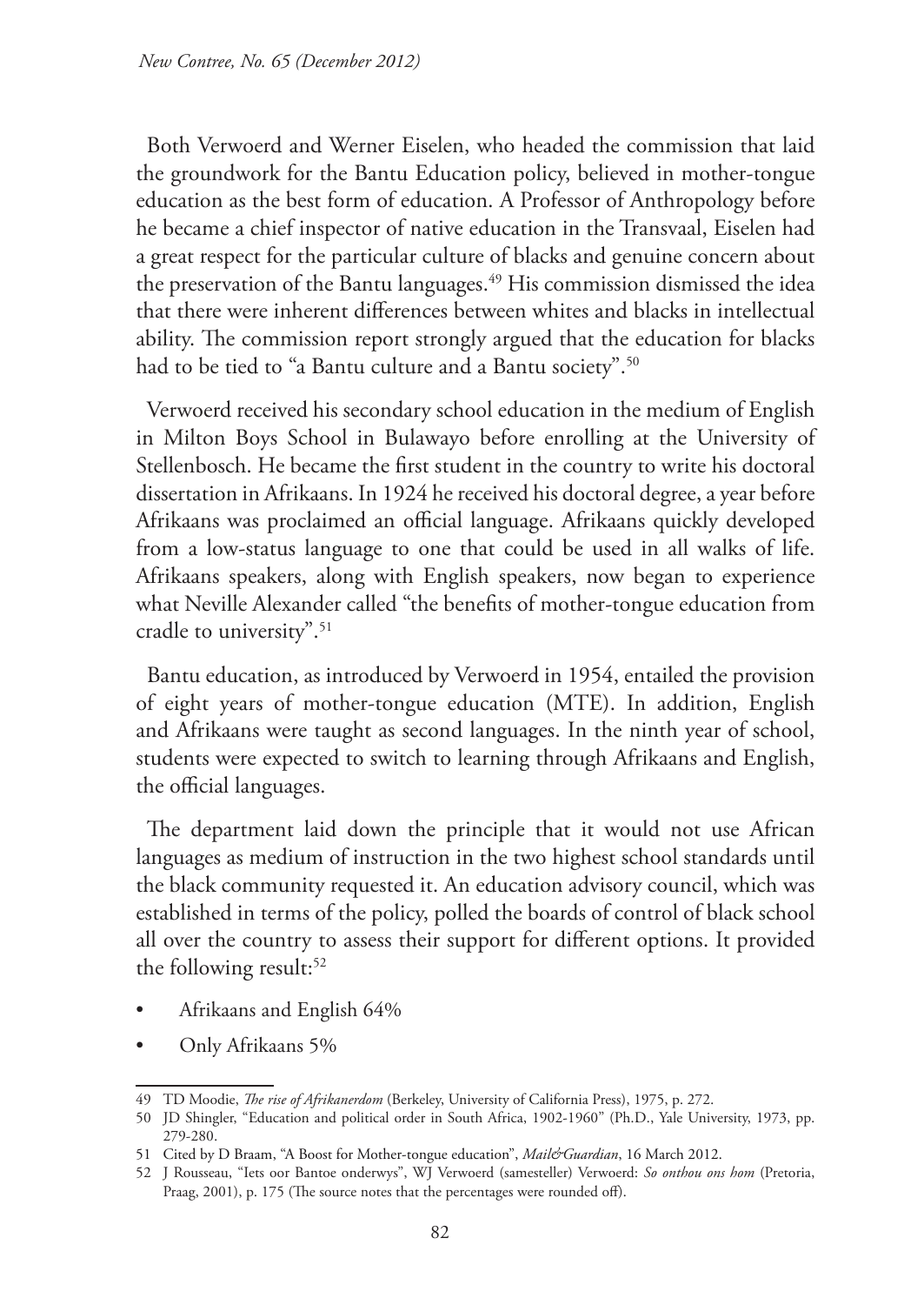Both Verwoerd and Werner Eiselen, who headed the commission that laid the groundwork for the Bantu Education policy, believed in mother-tongue education as the best form of education. A Professor of Anthropology before he became a chief inspector of native education in the Transvaal, Eiselen had a great respect for the particular culture of blacks and genuine concern about the preservation of the Bantu languages.[49] His commission dismissed the idea that there were inherent differences between whites and blacks in intellectual ability. The commission report strongly argued that the education for blacks had to be tied to "a Bantu culture and a Bantu society".[50]

Verwoerd received his secondary school education in the medium of English in Milton Boys School in Bulawayo before enrolling at the University of Stellenbosch. He became the first student in the country to write his doctoral dissertation in Afrikaans. In 1924 he received his doctoral degree, a year before Afrikaans was proclaimed an official language. Afrikaans quickly developed from a low-status language to one that could be used in all walks of life. Afrikaans speakers, along with English speakers, now began to experience what Neville Alexander called "the benefits of mother-tongue education from cradle to university".[51]

Bantu education, as introduced by Verwoerd in 1954, entailed the provision of eight years of mother-tongue education (MTE). In addition, English and Afrikaans were taught as second languages. In the ninth year of school, students were expected to switch to learning through Afrikaans and English, the official languages.

The department laid down the principle that it would not use African languages as medium of instruction in the two highest school standards until the black community requested it. An education advisory council, which was established in terms of the policy, polled the boards of control of black school all over the country to assess their support for different options. It provided the following result:[52]

- Afrikaans and English 64%
- Only Afrikaans 5%

---

49 TD Moodie, *The rise of Afrikanerdom* (Berkeley, University of California Press), 1975, p. 272.

50 JD Shingler, "Education and political order in South Africa, 1902-1960" (Ph.D., Yale University, 1973, pp. 279-280.

51 Cited by D Braam, "A Boost for Mother-tongue education", *Mail&Guardian*, 16 March 2012.

52 J Rousseau, "Iets oor Bantoe onderwys", WJ Verwoerd (samesteller) Verwoerd: *So onthou ons hom* (Pretoria, Praag, 2001), p. 175 (The source notes that the percentages were rounded off).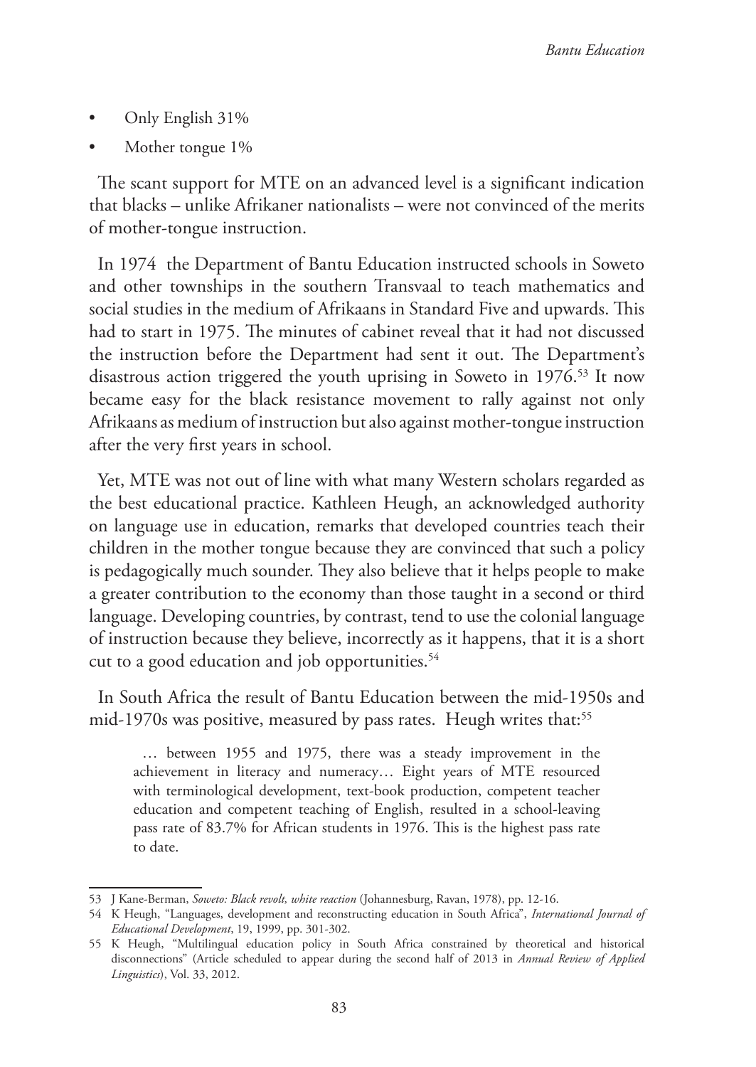- Only English 31%
- Mother tongue 1%

The scant support for MTE on an advanced level is a significant indication that blacks – unlike Afrikaner nationalists – were not convinced of the merits of mother-tongue instruction.

In 1974 the Department of Bantu Education instructed schools in Soweto and other townships in the southern Transvaal to teach mathematics and social studies in the medium of Afrikaans in Standard Five and upwards. This had to start in 1975. The minutes of cabinet reveal that it had not discussed the instruction before the Department had sent it out. The Department's disastrous action triggered the youth uprising in Soweto in 1976.[53] It now became easy for the black resistance movement to rally against not only Afrikaans as medium of instruction but also against mother-tongue instruction after the very first years in school.

Yet, MTE was not out of line with what many Western scholars regarded as the best educational practice. Kathleen Heugh, an acknowledged authority on language use in education, remarks that developed countries teach their children in the mother tongue because they are convinced that such a policy is pedagogically much sounder. They also believe that it helps people to make a greater contribution to the economy than those taught in a second or third language. Developing countries, by contrast, tend to use the colonial language of instruction because they believe, incorrectly as it happens, that it is a short cut to a good education and job opportunities.[54]

In South Africa the result of Bantu Education between the mid-1950s and mid-1970s was positive, measured by pass rates. Heugh writes that:[55]

> … between 1955 and 1975, there was a steady improvement in the achievement in literacy and numeracy… Eight years of MTE resourced with terminological development, text-book production, competent teacher education and competent teaching of English, resulted in a school-leaving pass rate of 83.7% for African students in 1976. This is the highest pass rate to date.

---

53 J Kane-Berman, *Soweto: Black revolt, white reaction* (Johannesburg, Ravan, 1978), pp. 12-16.

54 K Heugh, "Languages, development and reconstructing education in South Africa", *International Journal of Educational Development*, 19, 1999, pp. 301-302.

55 K Heugh, "Multilingual education policy in South Africa constrained by theoretical and historical disconnections" (Article scheduled to appear during the second half of 2013 in *Annual Review of Applied Linguistics*), Vol. 33, 2012.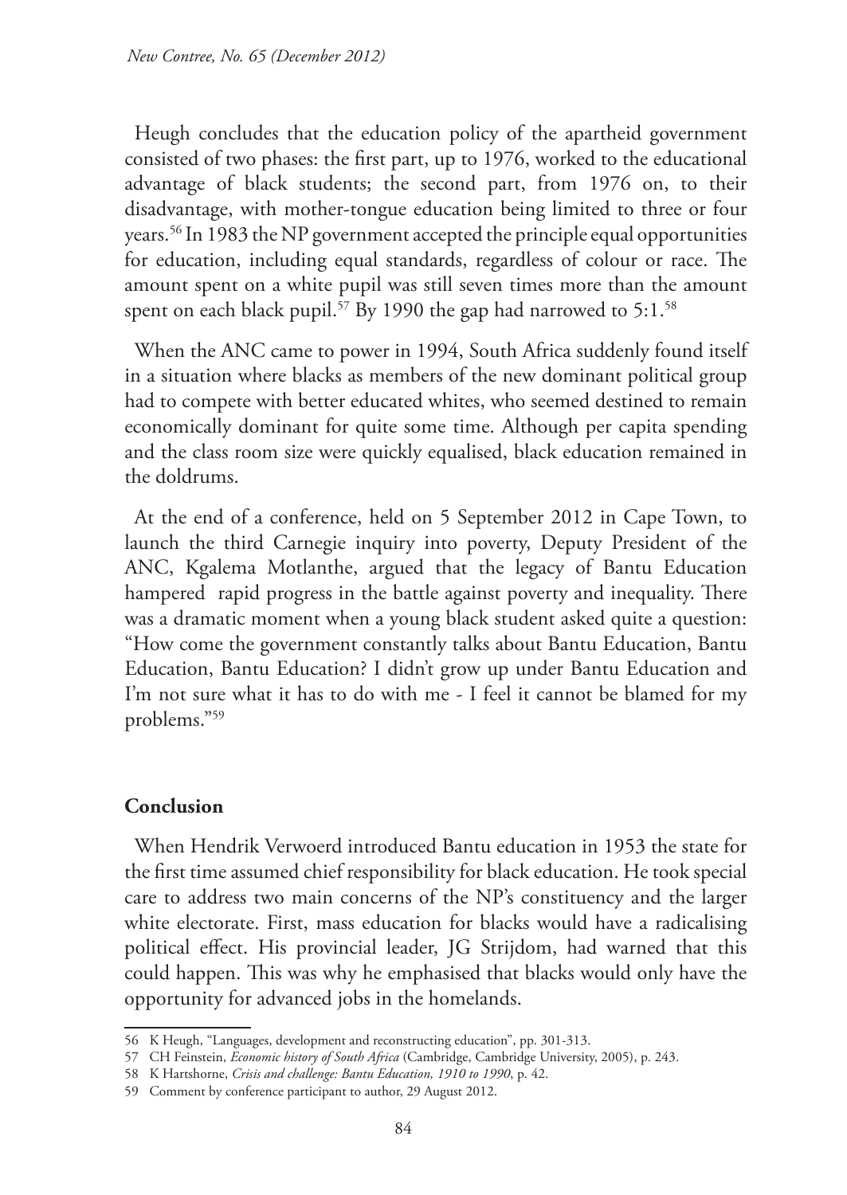Heugh concludes that the education policy of the apartheid government consisted of two phases: the first part, up to 1976, worked to the educational advantage of black students; the second part, from 1976 on, to their disadvantage, with mother-tongue education being limited to three or four years.[56] In 1983 the NP government accepted the principle equal opportunities for education, including equal standards, regardless of colour or race. The amount spent on a white pupil was still seven times more than the amount spent on each black pupil.[57] By 1990 the gap had narrowed to 5:1.[58]

When the ANC came to power in 1994, South Africa suddenly found itself in a situation where blacks as members of the new dominant political group had to compete with better educated whites, who seemed destined to remain economically dominant for quite some time. Although per capita spending and the class room size were quickly equalised, black education remained in the doldrums.

At the end of a conference, held on 5 September 2012 in Cape Town, to launch the third Carnegie inquiry into poverty, Deputy President of the ANC, Kgalema Motlanthe, argued that the legacy of Bantu Education hampered rapid progress in the battle against poverty and inequality. There was a dramatic moment when a young black student asked quite a question: "How come the government constantly talks about Bantu Education, Bantu Education, Bantu Education? I didn't grow up under Bantu Education and I'm not sure what it has to do with me - I feel it cannot be blamed for my problems."[59]

## Conclusion

When Hendrik Verwoerd introduced Bantu education in 1953 the state for the first time assumed chief responsibility for black education. He took special care to address two main concerns of the NP's constituency and the larger white electorate. First, mass education for blacks would have a radicalising political effect. His provincial leader, JG Strijdom, had warned that this could happen. This was why he emphasised that blacks would only have the opportunity for advanced jobs in the homelands.

---

56 K Heugh, "Languages, development and reconstructing education", pp. 301-313.

57 CH Feinstein, *Economic history of South Africa* (Cambridge, Cambridge University, 2005), p. 243.

58 K Hartshorne, *Crisis and challenge: Bantu Education, 1910 to 1990*, p. 42.

59 Comment by conference participant to author, 29 August 2012.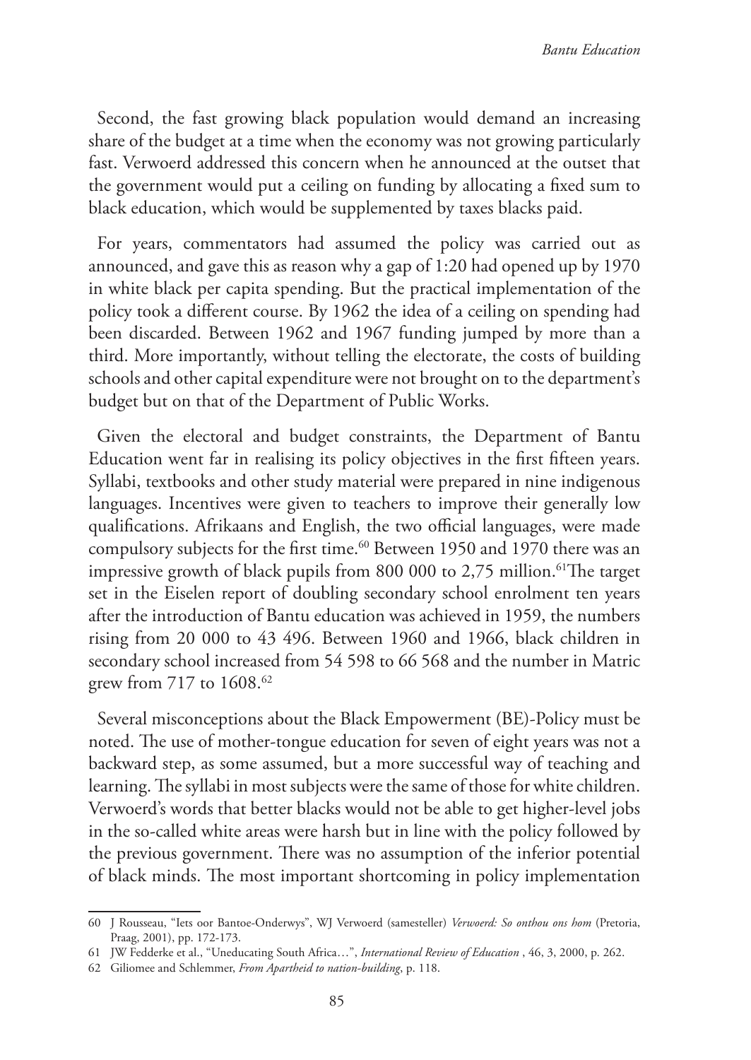Second, the fast growing black population would demand an increasing share of the budget at a time when the economy was not growing particularly fast. Verwoerd addressed this concern when he announced at the outset that the government would put a ceiling on funding by allocating a fixed sum to black education, which would be supplemented by taxes blacks paid.

For years, commentators had assumed the policy was carried out as announced, and gave this as reason why a gap of 1:20 had opened up by 1970 in white black per capita spending. But the practical implementation of the policy took a different course. By 1962 the idea of a ceiling on spending had been discarded. Between 1962 and 1967 funding jumped by more than a third. More importantly, without telling the electorate, the costs of building schools and other capital expenditure were not brought on to the department's budget but on that of the Department of Public Works.

Given the electoral and budget constraints, the Department of Bantu Education went far in realising its policy objectives in the first fifteen years. Syllabi, textbooks and other study material were prepared in nine indigenous languages. Incentives were given to teachers to improve their generally low qualifications. Afrikaans and English, the two official languages, were made compulsory subjects for the first time.[60] Between 1950 and 1970 there was an impressive growth of black pupils from 800 000 to 2,75 million.[61]The target set in the Eiselen report of doubling secondary school enrolment ten years after the introduction of Bantu education was achieved in 1959, the numbers rising from 20 000 to 43 496. Between 1960 and 1966, black children in secondary school increased from 54 598 to 66 568 and the number in Matric grew from 717 to 1608.[62]

Several misconceptions about the Black Empowerment (BE)-Policy must be noted. The use of mother-tongue education for seven of eight years was not a backward step, as some assumed, but a more successful way of teaching and learning. The syllabi in most subjects were the same of those for white children. Verwoerd's words that better blacks would not be able to get higher-level jobs in the so-called white areas were harsh but in line with the policy followed by the previous government. There was no assumption of the inferior potential of black minds. The most important shortcoming in policy implementation

---

60 J Rousseau, "Iets oor Bantoe-Onderwys", WJ Verwoerd (samesteller) *Verwoerd: So onthou ons hom* (Pretoria, Praag, 2001), pp. 172-173.

61 JW Fedderke et al., "Uneducating South Africa…", *International Review of Education* , 46, 3, 2000, p. 262.

62 Giliomee and Schlemmer, *From Apartheid to nation-building*, p. 118.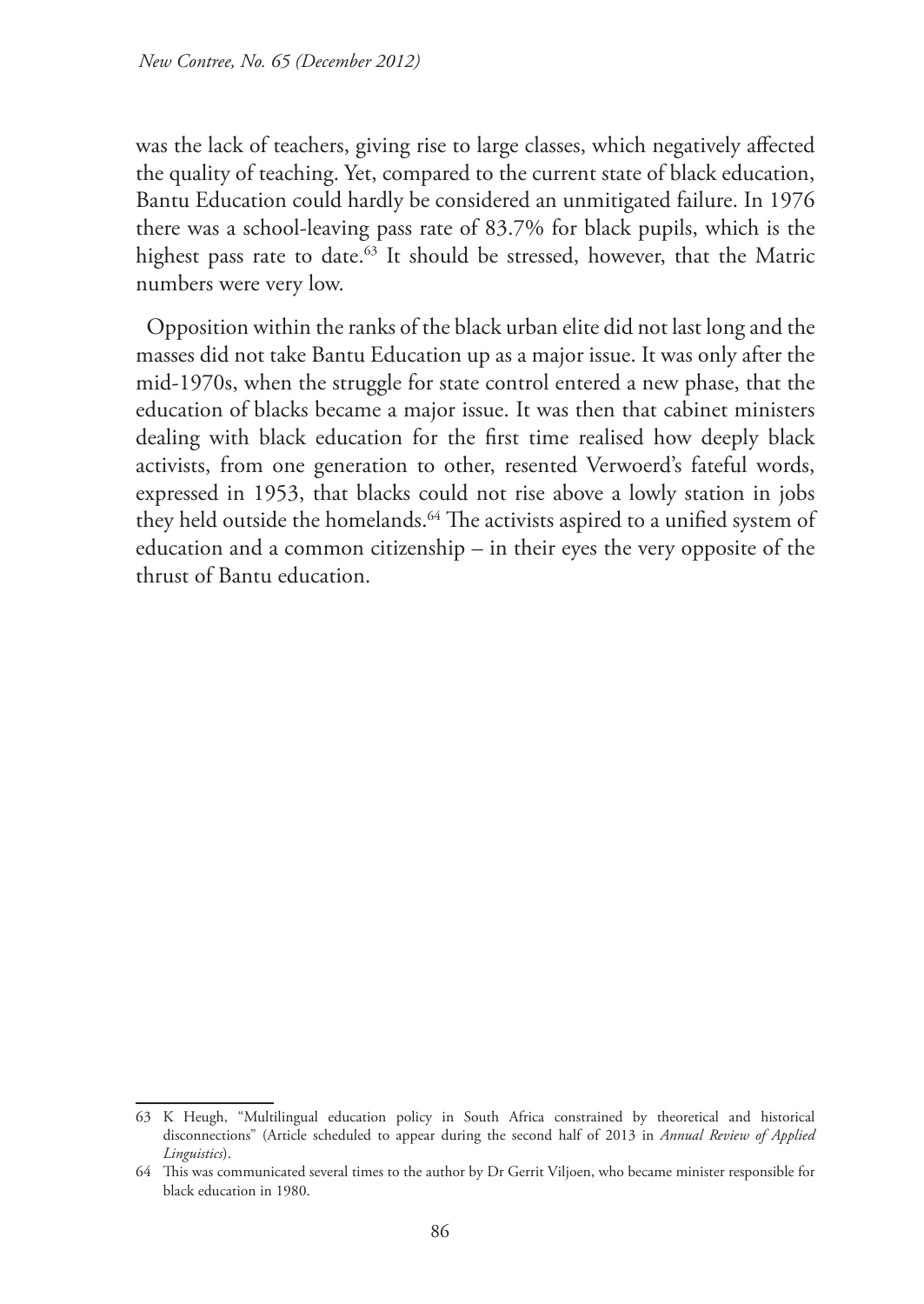was the lack of teachers, giving rise to large classes, which negatively affected the quality of teaching. Yet, compared to the current state of black education, Bantu Education could hardly be considered an unmitigated failure. In 1976 there was a school-leaving pass rate of 83.7% for black pupils, which is the highest pass rate to date.[63] It should be stressed, however, that the Matric numbers were very low.

Opposition within the ranks of the black urban elite did not last long and the masses did not take Bantu Education up as a major issue. It was only after the mid-1970s, when the struggle for state control entered a new phase, that the education of blacks became a major issue. It was then that cabinet ministers dealing with black education for the first time realised how deeply black activists, from one generation to other, resented Verwoerd's fateful words, expressed in 1953, that blacks could not rise above a lowly station in jobs they held outside the homelands.[64] The activists aspired to a unified system of education and a common citizenship – in their eyes the very opposite of the thrust of Bantu education.

---

63 K Heugh, "Multilingual education policy in South Africa constrained by theoretical and historical disconnections" (Article scheduled to appear during the second half of 2013 in *Annual Review of Applied Linguistics*).

64 This was communicated several times to the author by Dr Gerrit Viljoen, who became minister responsible for black education in 1980.